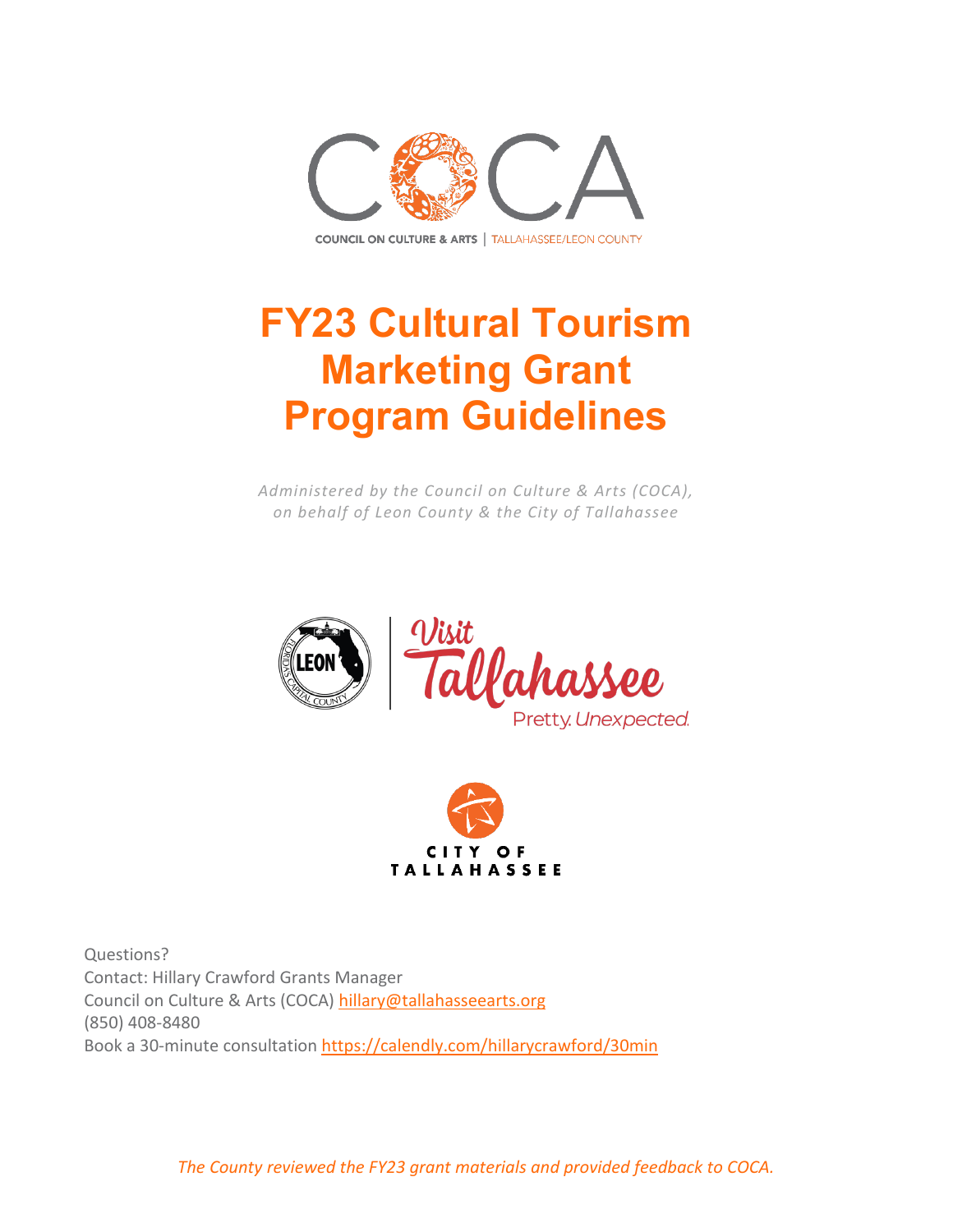COUNCIL ON CULTURE & ARTS | TALLAHASSEE/LEON COUNTY

# FY23 Cultural Tourism Marketing Grant Program Guidelines

*Administered by the Council on Culture & Arts (COCA), on behalf of Leon County & the City of Tallahassee*

Questions?
Contact: Hillary Crawford Grants Manager
Council on Culture & Arts (COCA) hillary@tallahasseearts.org
(850) 408-8480
Book a 30-minute consultation https://calendly.com/hillarycrawford/30min

*The County reviewed the FY23 grant materials and provided feedback to COCA.*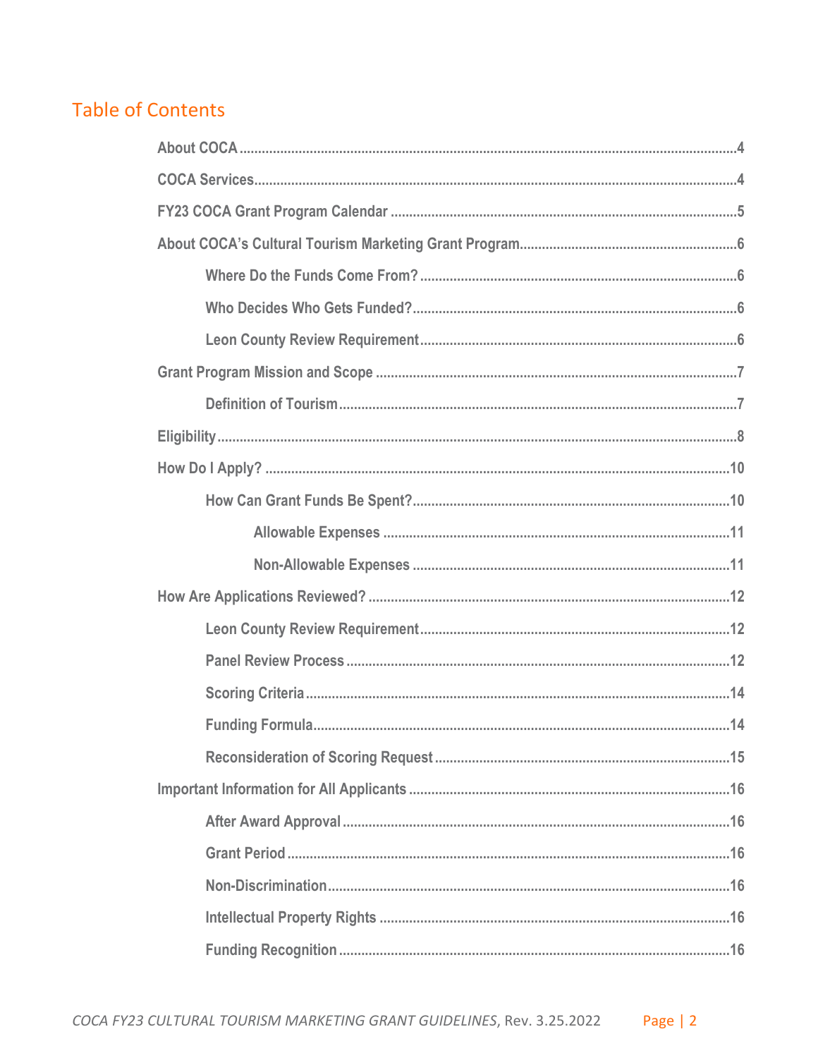## Table of Contents

- About COCA ........ 4
- COCA Services ........ 4
- FY23 COCA Grant Program Calendar ........ 5
- About COCA's Cultural Tourism Marketing Grant Program ........ 6
  - Where Do the Funds Come From? ........ 6
  - Who Decides Who Gets Funded? ........ 6
  - Leon County Review Requirement ........ 6
- Grant Program Mission and Scope ........ 7
  - Definition of Tourism ........ 7
- Eligibility ........ 8
- How Do I Apply? ........ 10
  - How Can Grant Funds Be Spent? ........ 10
    - Allowable Expenses ........ 11
    - Non-Allowable Expenses ........ 11
- How Are Applications Reviewed? ........ 12
  - Leon County Review Requirement ........ 12
  - Panel Review Process ........ 12
  - Scoring Criteria ........ 14
  - Funding Formula ........ 14
  - Reconsideration of Scoring Request ........ 15
- Important Information for All Applicants ........ 16
  - After Award Approval ........ 16
  - Grant Period ........ 16
  - Non-Discrimination ........ 16
  - Intellectual Property Rights ........ 16
  - Funding Recognition ........ 16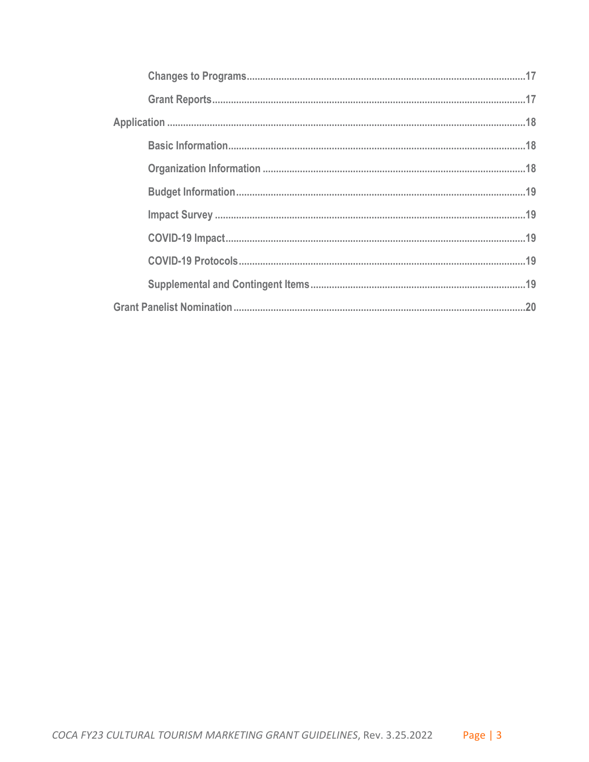Changes to Programs......17

Grant Reports......17

Application......18

Basic Information......18

Organization Information......18

Budget Information......19

Impact Survey......19

COVID-19 Impact......19

COVID-19 Protocols......19

Supplemental and Contingent Items......19

Grant Panelist Nomination......20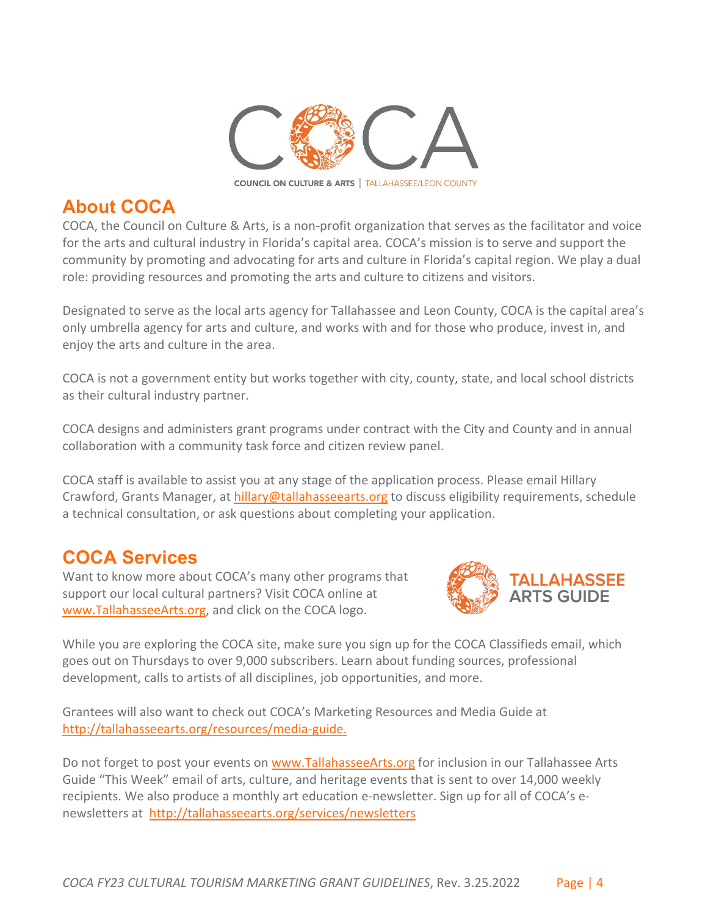COUNCIL ON CULTURE & ARTS | TALLAHASSEE/LEON COUNTY

## About COCA

COCA, the Council on Culture & Arts, is a non-profit organization that serves as the facilitator and voice for the arts and cultural industry in Florida's capital area. COCA's mission is to serve and support the community by promoting and advocating for arts and culture in Florida's capital region. We play a dual role: providing resources and promoting the arts and culture to citizens and visitors.

Designated to serve as the local arts agency for Tallahassee and Leon County, COCA is the capital area's only umbrella agency for arts and culture, and works with and for those who produce, invest in, and enjoy the arts and culture in the area.

COCA is not a government entity but works together with city, county, state, and local school districts as their cultural industry partner.

COCA designs and administers grant programs under contract with the City and County and in annual collaboration with a community task force and citizen review panel.

COCA staff is available to assist you at any stage of the application process. Please email Hillary Crawford, Grants Manager, at hillary@tallahasseearts.org to discuss eligibility requirements, schedule a technical consultation, or ask questions about completing your application.

## COCA Services

Want to know more about COCA's many other programs that support our local cultural partners? Visit COCA online at www.TallahasseeArts.org, and click on the COCA logo.

TALLAHASSEE ARTS GUIDE

While you are exploring the COCA site, make sure you sign up for the COCA Classifieds email, which goes out on Thursdays to over 9,000 subscribers. Learn about funding sources, professional development, calls to artists of all disciplines, job opportunities, and more.

Grantees will also want to check out COCA's Marketing Resources and Media Guide at http://tallahasseearts.org/resources/media-guide.

Do not forget to post your events on www.TallahasseeArts.org for inclusion in our Tallahassee Arts Guide "This Week" email of arts, culture, and heritage events that is sent to over 14,000 weekly recipients. We also produce a monthly art education e-newsletter. Sign up for all of COCA's e-newsletters at http://tallahasseearts.org/services/newsletters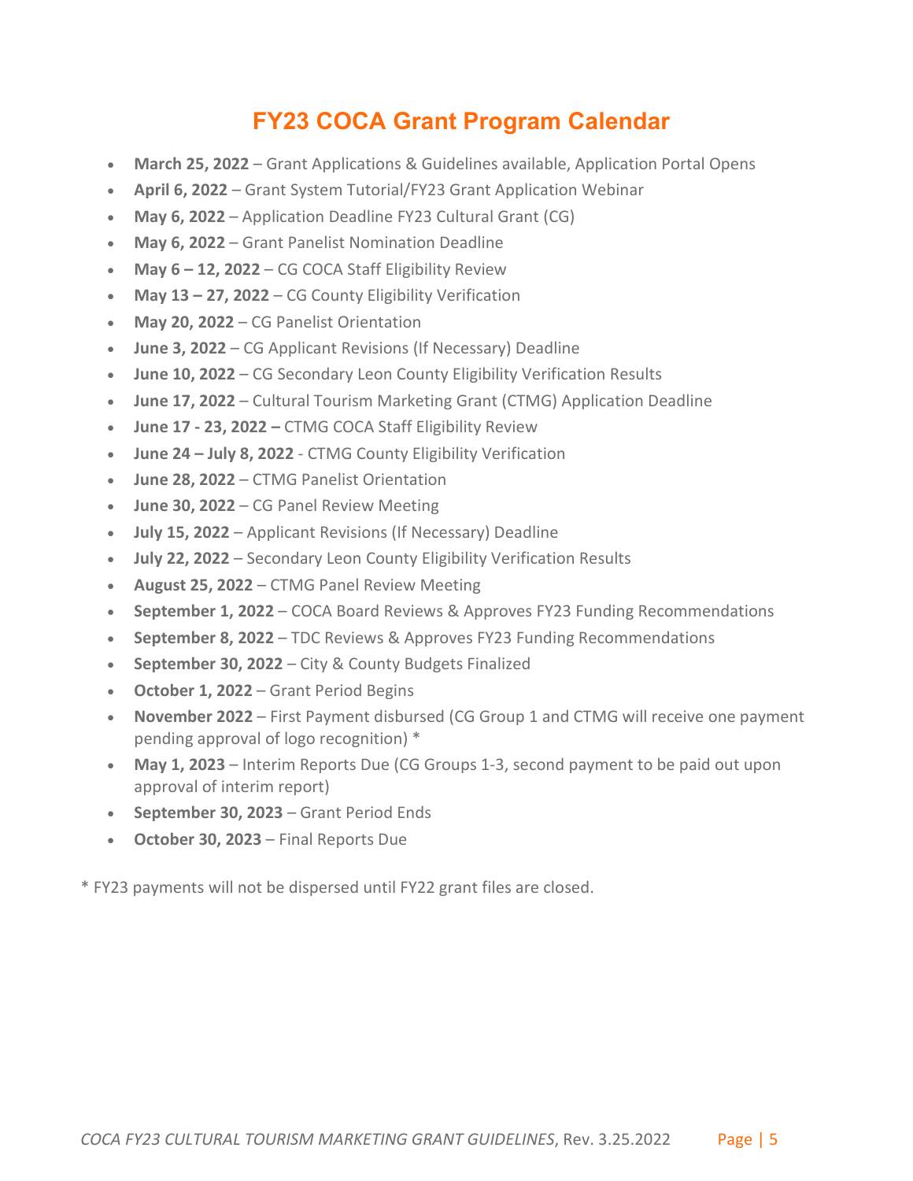# FY23 COCA Grant Program Calendar

- **March 25, 2022** – Grant Applications & Guidelines available, Application Portal Opens
- **April 6, 2022** – Grant System Tutorial/FY23 Grant Application Webinar
- **May 6, 2022** – Application Deadline FY23 Cultural Grant (CG)
- **May 6, 2022** – Grant Panelist Nomination Deadline
- **May 6 – 12, 2022** – CG COCA Staff Eligibility Review
- **May 13 – 27, 2022** – CG County Eligibility Verification
- **May 20, 2022** – CG Panelist Orientation
- **June 3, 2022** – CG Applicant Revisions (If Necessary) Deadline
- **June 10, 2022** – CG Secondary Leon County Eligibility Verification Results
- **June 17, 2022** – Cultural Tourism Marketing Grant (CTMG) Application Deadline
- **June 17 - 23, 2022 –** CTMG COCA Staff Eligibility Review
- **June 24 – July 8, 2022** - CTMG County Eligibility Verification
- **June 28, 2022** – CTMG Panelist Orientation
- **June 30, 2022** – CG Panel Review Meeting
- **July 15, 2022** – Applicant Revisions (If Necessary) Deadline
- **July 22, 2022** – Secondary Leon County Eligibility Verification Results
- **August 25, 2022** – CTMG Panel Review Meeting
- **September 1, 2022** – COCA Board Reviews & Approves FY23 Funding Recommendations
- **September 8, 2022** – TDC Reviews & Approves FY23 Funding Recommendations
- **September 30, 2022** – City & County Budgets Finalized
- **October 1, 2022** – Grant Period Begins
- **November 2022** – First Payment disbursed (CG Group 1 and CTMG will receive one payment pending approval of logo recognition) *
- **May 1, 2023** – Interim Reports Due (CG Groups 1-3, second payment to be paid out upon approval of interim report)
- **September 30, 2023** – Grant Period Ends
- **October 30, 2023** – Final Reports Due

* FY23 payments will not be dispersed until FY22 grant files are closed.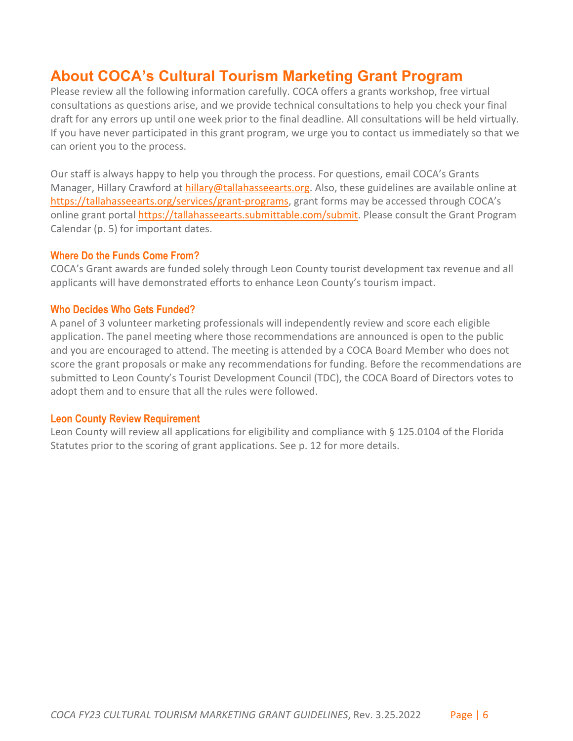# About COCA's Cultural Tourism Marketing Grant Program

Please review all the following information carefully. COCA offers a grants workshop, free virtual consultations as questions arise, and we provide technical consultations to help you check your final draft for any errors up until one week prior to the final deadline. All consultations will be held virtually. If you have never participated in this grant program, we urge you to contact us immediately so that we can orient you to the process.

Our staff is always happy to help you through the process. For questions, email COCA's Grants Manager, Hillary Crawford at hillary@tallahasseearts.org. Also, these guidelines are available online at https://tallahasseearts.org/services/grant-programs, grant forms may be accessed through COCA's online grant portal https://tallahasseearts.submittable.com/submit. Please consult the Grant Program Calendar (p. 5) for important dates.

### Where Do the Funds Come From?

COCA's Grant awards are funded solely through Leon County tourist development tax revenue and all applicants will have demonstrated efforts to enhance Leon County's tourism impact.

### Who Decides Who Gets Funded?

A panel of 3 volunteer marketing professionals will independently review and score each eligible application. The panel meeting where those recommendations are announced is open to the public and you are encouraged to attend. The meeting is attended by a COCA Board Member who does not score the grant proposals or make any recommendations for funding. Before the recommendations are submitted to Leon County's Tourist Development Council (TDC), the COCA Board of Directors votes to adopt them and to ensure that all the rules were followed.

### Leon County Review Requirement

Leon County will review all applications for eligibility and compliance with § 125.0104 of the Florida Statutes prior to the scoring of grant applications. See p. 12 for more details.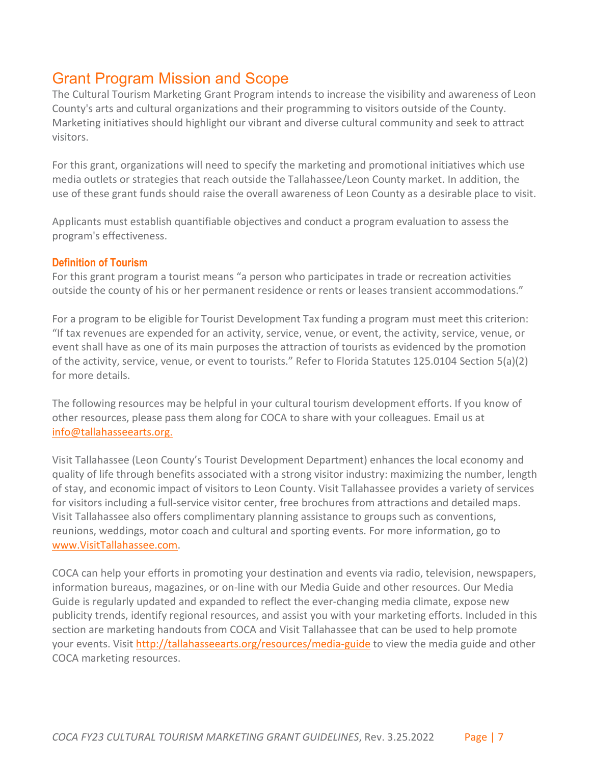## Grant Program Mission and Scope

The Cultural Tourism Marketing Grant Program intends to increase the visibility and awareness of Leon County's arts and cultural organizations and their programming to visitors outside of the County. Marketing initiatives should highlight our vibrant and diverse cultural community and seek to attract visitors.

For this grant, organizations will need to specify the marketing and promotional initiatives which use media outlets or strategies that reach outside the Tallahassee/Leon County market. In addition, the use of these grant funds should raise the overall awareness of Leon County as a desirable place to visit.

Applicants must establish quantifiable objectives and conduct a program evaluation to assess the program's effectiveness.

### Definition of Tourism

For this grant program a tourist means "a person who participates in trade or recreation activities outside the county of his or her permanent residence or rents or leases transient accommodations."

For a program to be eligible for Tourist Development Tax funding a program must meet this criterion: "If tax revenues are expended for an activity, service, venue, or event, the activity, service, venue, or event shall have as one of its main purposes the attraction of tourists as evidenced by the promotion of the activity, service, venue, or event to tourists." Refer to Florida Statutes 125.0104 Section 5(a)(2) for more details.

The following resources may be helpful in your cultural tourism development efforts. If you know of other resources, please pass them along for COCA to share with your colleagues. Email us at [info@tallahasseearts.org.](mailto:info@tallahasseearts.org)

Visit Tallahassee (Leon County's Tourist Development Department) enhances the local economy and quality of life through benefits associated with a strong visitor industry: maximizing the number, length of stay, and economic impact of visitors to Leon County. Visit Tallahassee provides a variety of services for visitors including a full-service visitor center, free brochures from attractions and detailed maps. Visit Tallahassee also offers complimentary planning assistance to groups such as conventions, reunions, weddings, motor coach and cultural and sporting events. For more information, go to [www.VisitTallahassee.com](http://www.VisitTallahassee.com).

COCA can help your efforts in promoting your destination and events via radio, television, newspapers, information bureaus, magazines, or on-line with our Media Guide and other resources. Our Media Guide is regularly updated and expanded to reflect the ever-changing media climate, expose new publicity trends, identify regional resources, and assist you with your marketing efforts. Included in this section are marketing handouts from COCA and Visit Tallahassee that can be used to help promote your events. Visit [http://tallahasseearts.org/resources/media-guide](http://tallahasseearts.org/resources/media-guide) to view the media guide and other COCA marketing resources.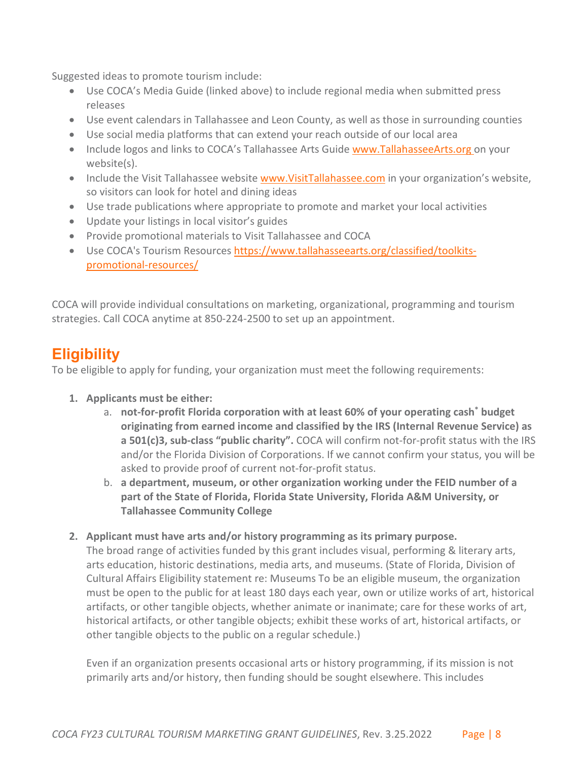Suggested ideas to promote tourism include:

- Use COCA's Media Guide (linked above) to include regional media when submitted press releases
- Use event calendars in Tallahassee and Leon County, as well as those in surrounding counties
- Use social media platforms that can extend your reach outside of our local area
- Include logos and links to COCA's Tallahassee Arts Guide www.TallahasseeArts.org on your website(s).
- Include the Visit Tallahassee website www.VisitTallahassee.com in your organization's website, so visitors can look for hotel and dining ideas
- Use trade publications where appropriate to promote and market your local activities
- Update your listings in local visitor's guides
- Provide promotional materials to Visit Tallahassee and COCA
- Use COCA's Tourism Resources https://www.tallahasseearts.org/classified/toolkits-promotional-resources/

COCA will provide individual consultations on marketing, organizational, programming and tourism strategies. Call COCA anytime at 850-224-2500 to set up an appointment.

## Eligibility

To be eligible to apply for funding, your organization must meet the following requirements:

1. **Applicants must be either:**
   a. **not-for-profit Florida corporation with at least 60% of your operating cash* budget originating from earned income and classified by the IRS (Internal Revenue Service) as a 501(c)3, sub-class "public charity".** COCA will confirm not-for-profit status with the IRS and/or the Florida Division of Corporations. If we cannot confirm your status, you will be asked to provide proof of current not-for-profit status.
   b. **a department, museum, or other organization working under the FEID number of a part of the State of Florida, Florida State University, Florida A&M University, or Tallahassee Community College**

2. **Applicant must have arts and/or history programming as its primary purpose.**
   The broad range of activities funded by this grant includes visual, performing & literary arts, arts education, historic destinations, media arts, and museums. (State of Florida, Division of Cultural Affairs Eligibility statement re: Museums To be an eligible museum, the organization must be open to the public for at least 180 days each year, own or utilize works of art, historical artifacts, or other tangible objects, whether animate or inanimate; care for these works of art, historical artifacts, or other tangible objects; exhibit these works of art, historical artifacts, or other tangible objects to the public on a regular schedule.)

   Even if an organization presents occasional arts or history programming, if its mission is not primarily arts and/or history, then funding should be sought elsewhere. This includes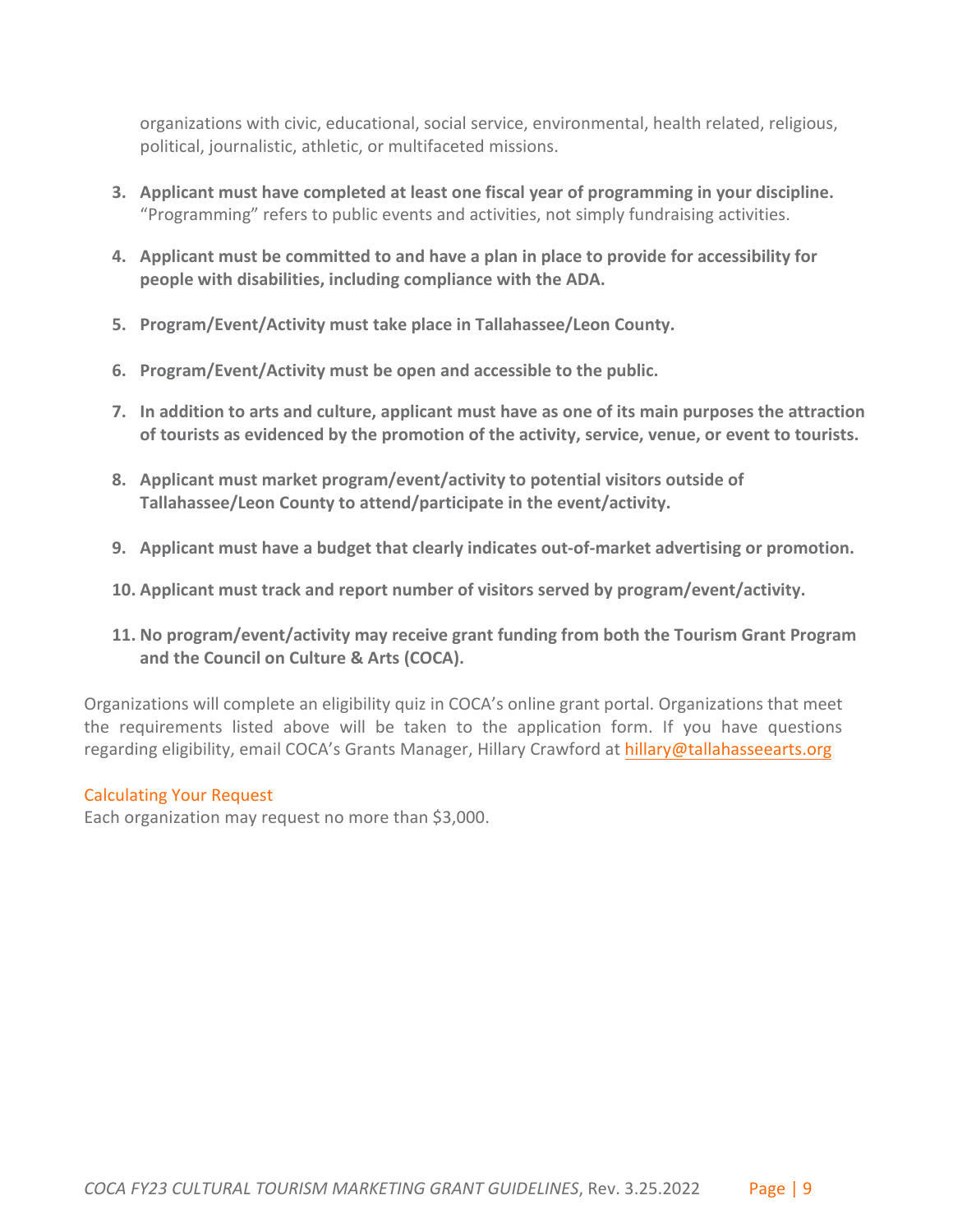organizations with civic, educational, social service, environmental, health related, religious, political, journalistic, athletic, or multifaceted missions.

3. **Applicant must have completed at least one fiscal year of programming in your discipline.** "Programming" refers to public events and activities, not simply fundraising activities.

4. **Applicant must be committed to and have a plan in place to provide for accessibility for people with disabilities, including compliance with the ADA.**

5. **Program/Event/Activity must take place in Tallahassee/Leon County.**

6. **Program/Event/Activity must be open and accessible to the public.**

7. **In addition to arts and culture, applicant must have as one of its main purposes the attraction of tourists as evidenced by the promotion of the activity, service, venue, or event to tourists.**

8. **Applicant must market program/event/activity to potential visitors outside of Tallahassee/Leon County to attend/participate in the event/activity.**

9. **Applicant must have a budget that clearly indicates out-of-market advertising or promotion.**

10. **Applicant must track and report number of visitors served by program/event/activity.**

11. **No program/event/activity may receive grant funding from both the Tourism Grant Program and the Council on Culture & Arts (COCA).**

Organizations will complete an eligibility quiz in COCA's online grant portal. Organizations that meet the requirements listed above will be taken to the application form. If you have questions regarding eligibility, email COCA's Grants Manager, Hillary Crawford at hillary@tallahasseearts.org

### Calculating Your Request

Each organization may request no more than $3,000.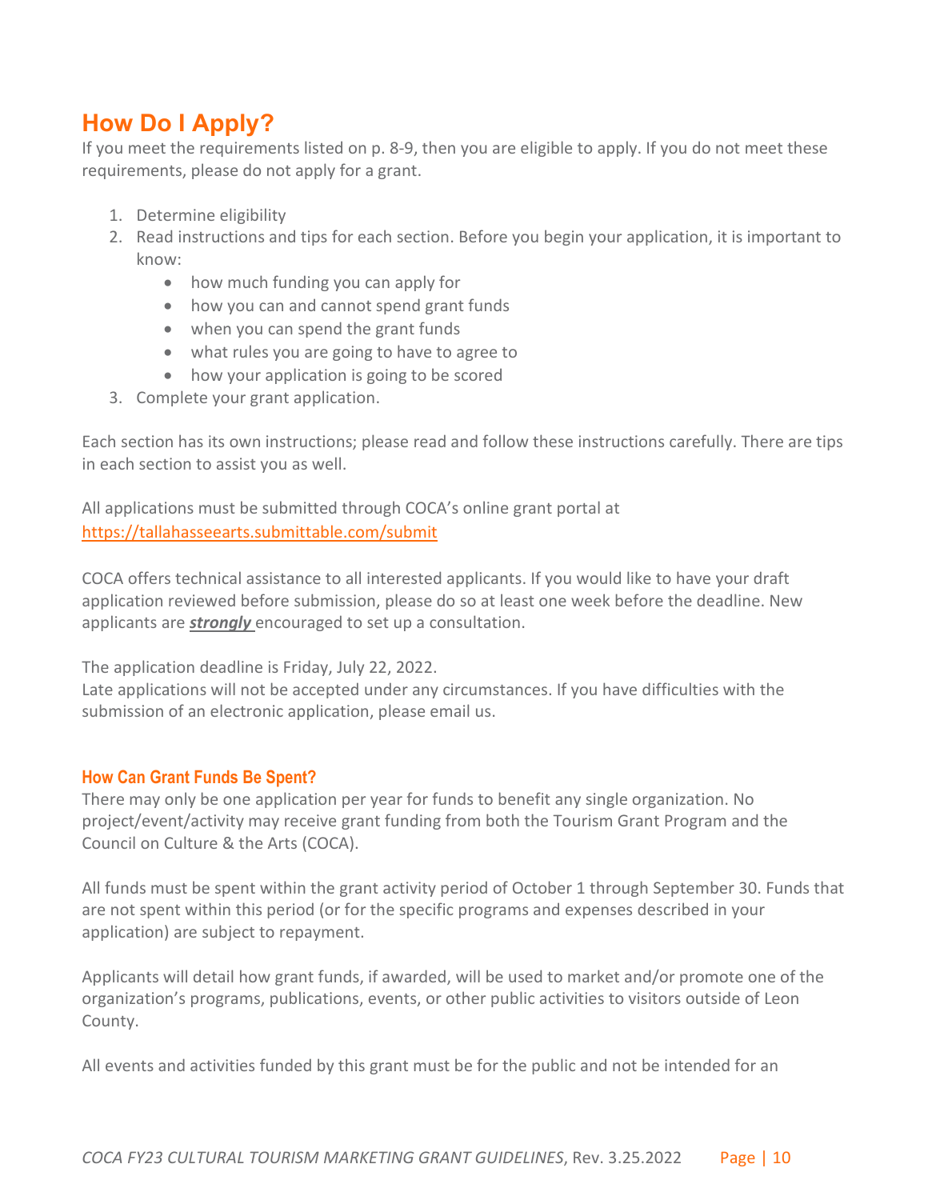## How Do I Apply?

If you meet the requirements listed on p. 8-9, then you are eligible to apply. If you do not meet these requirements, please do not apply for a grant.

1. Determine eligibility
2. Read instructions and tips for each section. Before you begin your application, it is important to know:
   - how much funding you can apply for
   - how you can and cannot spend grant funds
   - when you can spend the grant funds
   - what rules you are going to have to agree to
   - how your application is going to be scored
3. Complete your grant application.

Each section has its own instructions; please read and follow these instructions carefully. There are tips in each section to assist you as well.

All applications must be submitted through COCA's online grant portal at https://tallahasseearts.submittable.com/submit

COCA offers technical assistance to all interested applicants. If you would like to have your draft application reviewed before submission, please do so at least one week before the deadline. New applicants are ***strongly*** encouraged to set up a consultation.

The application deadline is Friday, July 22, 2022.
Late applications will not be accepted under any circumstances. If you have difficulties with the submission of an electronic application, please email us.

### How Can Grant Funds Be Spent?

There may only be one application per year for funds to benefit any single organization. No project/event/activity may receive grant funding from both the Tourism Grant Program and the Council on Culture & the Arts (COCA).

All funds must be spent within the grant activity period of October 1 through September 30. Funds that are not spent within this period (or for the specific programs and expenses described in your application) are subject to repayment.

Applicants will detail how grant funds, if awarded, will be used to market and/or promote one of the organization's programs, publications, events, or other public activities to visitors outside of Leon County.

All events and activities funded by this grant must be for the public and not be intended for an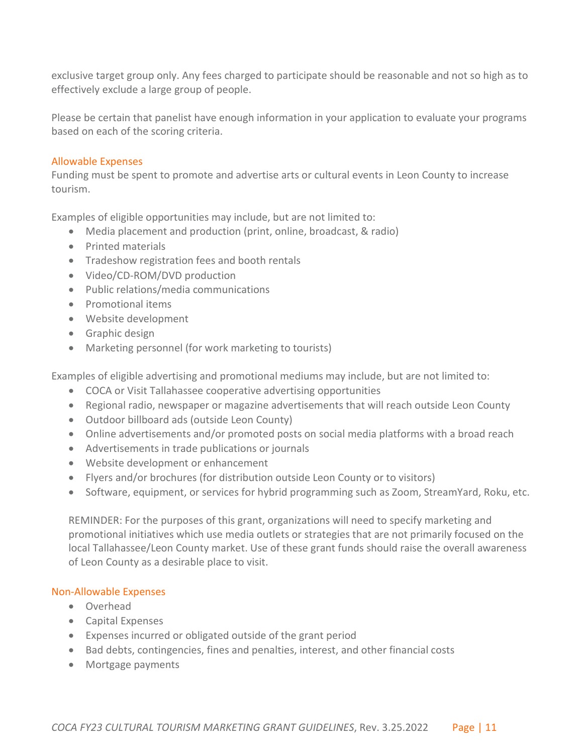exclusive target group only. Any fees charged to participate should be reasonable and not so high as to effectively exclude a large group of people.

Please be certain that panelist have enough information in your application to evaluate your programs based on each of the scoring criteria.

### Allowable Expenses

Funding must be spent to promote and advertise arts or cultural events in Leon County to increase tourism.

Examples of eligible opportunities may include, but are not limited to:

- Media placement and production (print, online, broadcast, & radio)
- Printed materials
- Tradeshow registration fees and booth rentals
- Video/CD-ROM/DVD production
- Public relations/media communications
- Promotional items
- Website development
- Graphic design
- Marketing personnel (for work marketing to tourists)

Examples of eligible advertising and promotional mediums may include, but are not limited to:

- COCA or Visit Tallahassee cooperative advertising opportunities
- Regional radio, newspaper or magazine advertisements that will reach outside Leon County
- Outdoor billboard ads (outside Leon County)
- Online advertisements and/or promoted posts on social media platforms with a broad reach
- Advertisements in trade publications or journals
- Website development or enhancement
- Flyers and/or brochures (for distribution outside Leon County or to visitors)
- Software, equipment, or services for hybrid programming such as Zoom, StreamYard, Roku, etc.

REMINDER: For the purposes of this grant, organizations will need to specify marketing and promotional initiatives which use media outlets or strategies that are not primarily focused on the local Tallahassee/Leon County market. Use of these grant funds should raise the overall awareness of Leon County as a desirable place to visit.

### Non-Allowable Expenses

- Overhead
- Capital Expenses
- Expenses incurred or obligated outside of the grant period
- Bad debts, contingencies, fines and penalties, interest, and other financial costs
- Mortgage payments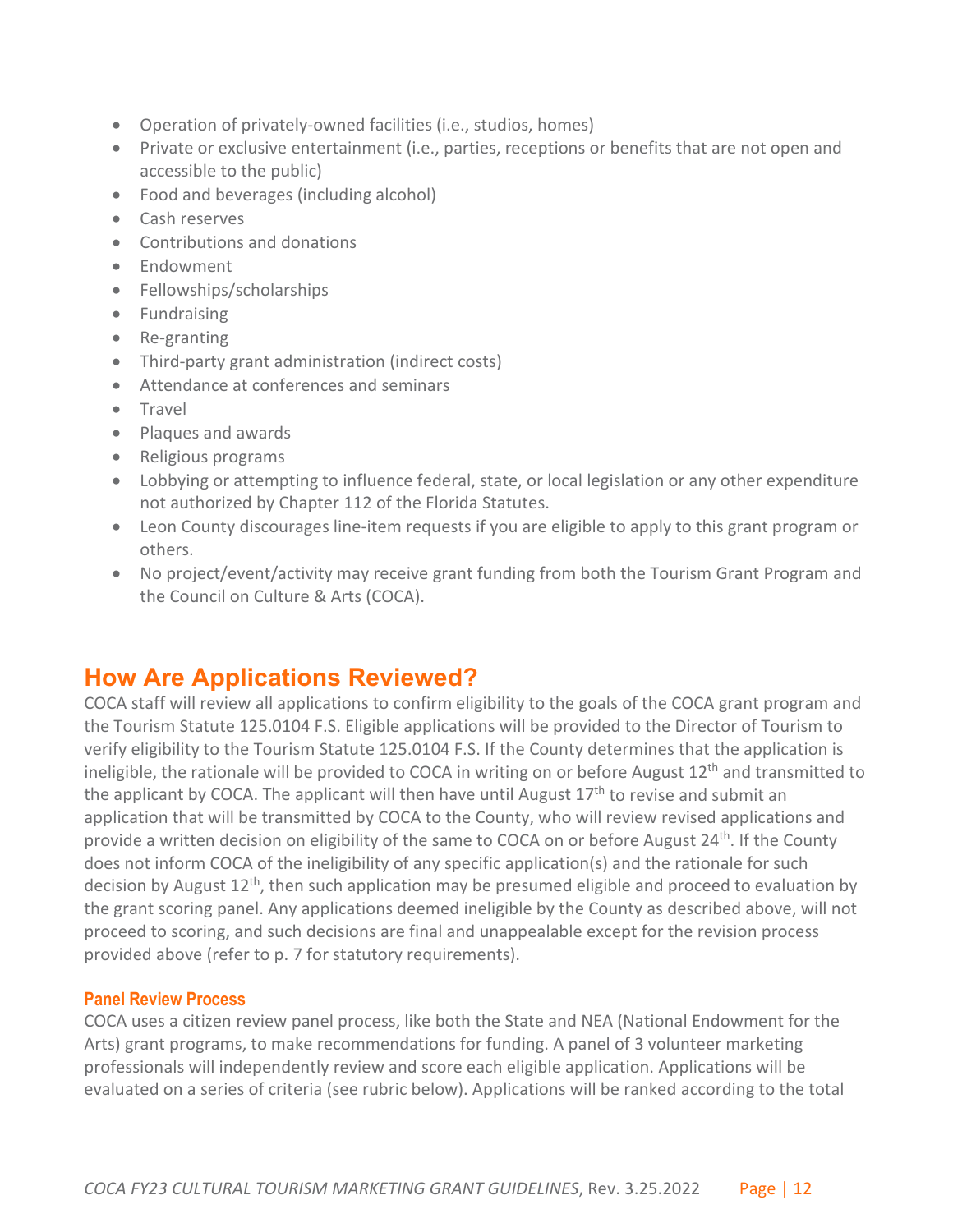- Operation of privately-owned facilities (i.e., studios, homes)
- Private or exclusive entertainment (i.e., parties, receptions or benefits that are not open and accessible to the public)
- Food and beverages (including alcohol)
- Cash reserves
- Contributions and donations
- Endowment
- Fellowships/scholarships
- Fundraising
- Re-granting
- Third-party grant administration (indirect costs)
- Attendance at conferences and seminars
- Travel
- Plaques and awards
- Religious programs
- Lobbying or attempting to influence federal, state, or local legislation or any other expenditure not authorized by Chapter 112 of the Florida Statutes.
- Leon County discourages line-item requests if you are eligible to apply to this grant program or others.
- No project/event/activity may receive grant funding from both the Tourism Grant Program and the Council on Culture & Arts (COCA).

## How Are Applications Reviewed?

COCA staff will review all applications to confirm eligibility to the goals of the COCA grant program and the Tourism Statute 125.0104 F.S. Eligible applications will be provided to the Director of Tourism to verify eligibility to the Tourism Statute 125.0104 F.S. If the County determines that the application is ineligible, the rationale will be provided to COCA in writing on or before August 12th and transmitted to the applicant by COCA. The applicant will then have until August 17th to revise and submit an application that will be transmitted by COCA to the County, who will review revised applications and provide a written decision on eligibility of the same to COCA on or before August 24th. If the County does not inform COCA of the ineligibility of any specific application(s) and the rationale for such decision by August 12th, then such application may be presumed eligible and proceed to evaluation by the grant scoring panel. Any applications deemed ineligible by the County as described above, will not proceed to scoring, and such decisions are final and unappealable except for the revision process provided above (refer to p. 7 for statutory requirements).

### Panel Review Process

COCA uses a citizen review panel process, like both the State and NEA (National Endowment for the Arts) grant programs, to make recommendations for funding. A panel of 3 volunteer marketing professionals will independently review and score each eligible application. Applications will be evaluated on a series of criteria (see rubric below). Applications will be ranked according to the total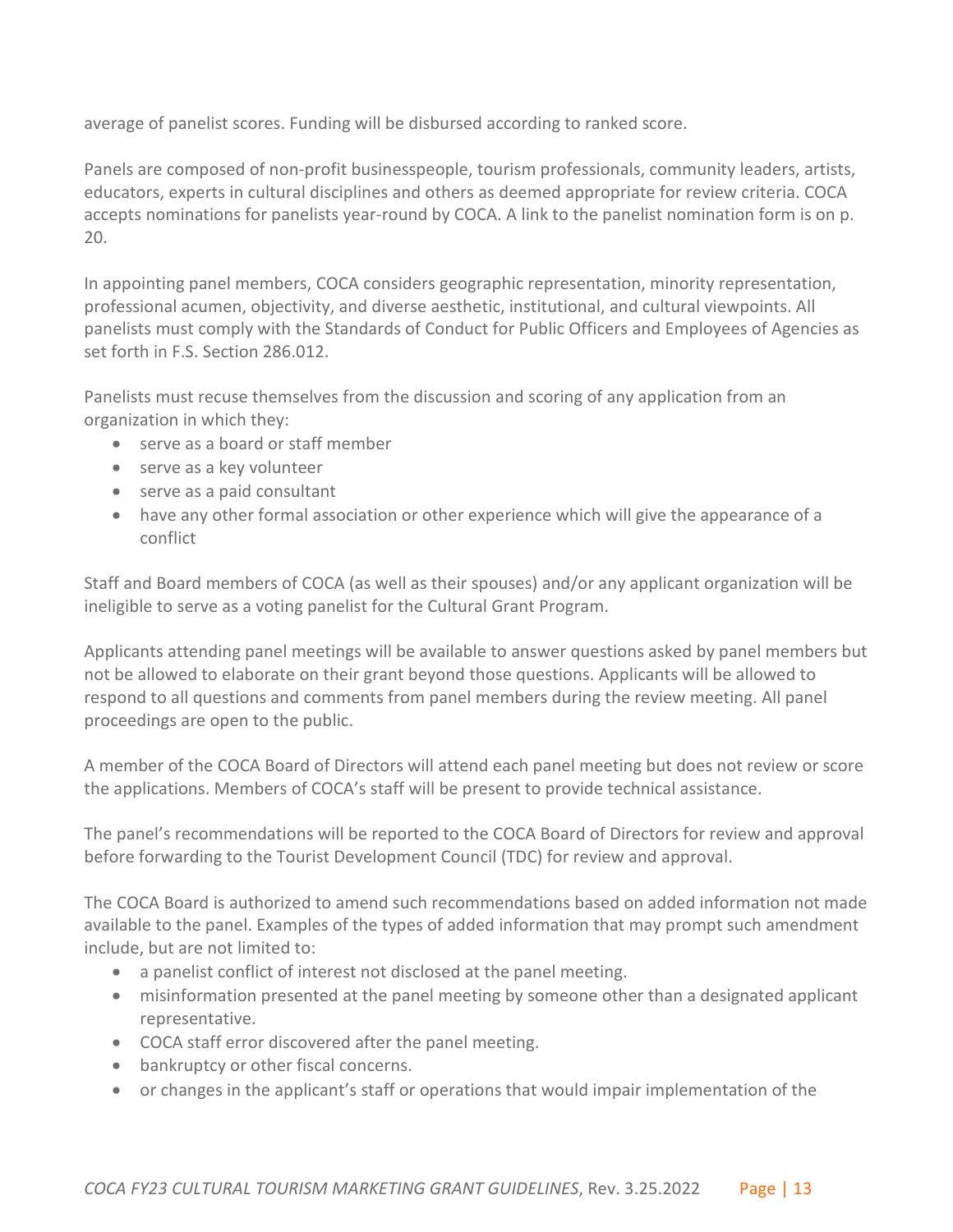average of panelist scores. Funding will be disbursed according to ranked score.

Panels are composed of non-profit businesspeople, tourism professionals, community leaders, artists, educators, experts in cultural disciplines and others as deemed appropriate for review criteria. COCA accepts nominations for panelists year-round by COCA. A link to the panelist nomination form is on p. 20.

In appointing panel members, COCA considers geographic representation, minority representation, professional acumen, objectivity, and diverse aesthetic, institutional, and cultural viewpoints. All panelists must comply with the Standards of Conduct for Public Officers and Employees of Agencies as set forth in F.S. Section 286.012.

Panelists must recuse themselves from the discussion and scoring of any application from an organization in which they:

- serve as a board or staff member
- serve as a key volunteer
- serve as a paid consultant
- have any other formal association or other experience which will give the appearance of a conflict

Staff and Board members of COCA (as well as their spouses) and/or any applicant organization will be ineligible to serve as a voting panelist for the Cultural Grant Program.

Applicants attending panel meetings will be available to answer questions asked by panel members but not be allowed to elaborate on their grant beyond those questions. Applicants will be allowed to respond to all questions and comments from panel members during the review meeting. All panel proceedings are open to the public.

A member of the COCA Board of Directors will attend each panel meeting but does not review or score the applications. Members of COCA's staff will be present to provide technical assistance.

The panel's recommendations will be reported to the COCA Board of Directors for review and approval before forwarding to the Tourist Development Council (TDC) for review and approval.

The COCA Board is authorized to amend such recommendations based on added information not made available to the panel. Examples of the types of added information that may prompt such amendment include, but are not limited to:

- a panelist conflict of interest not disclosed at the panel meeting.
- misinformation presented at the panel meeting by someone other than a designated applicant representative.
- COCA staff error discovered after the panel meeting.
- bankruptcy or other fiscal concerns.
- or changes in the applicant's staff or operations that would impair implementation of the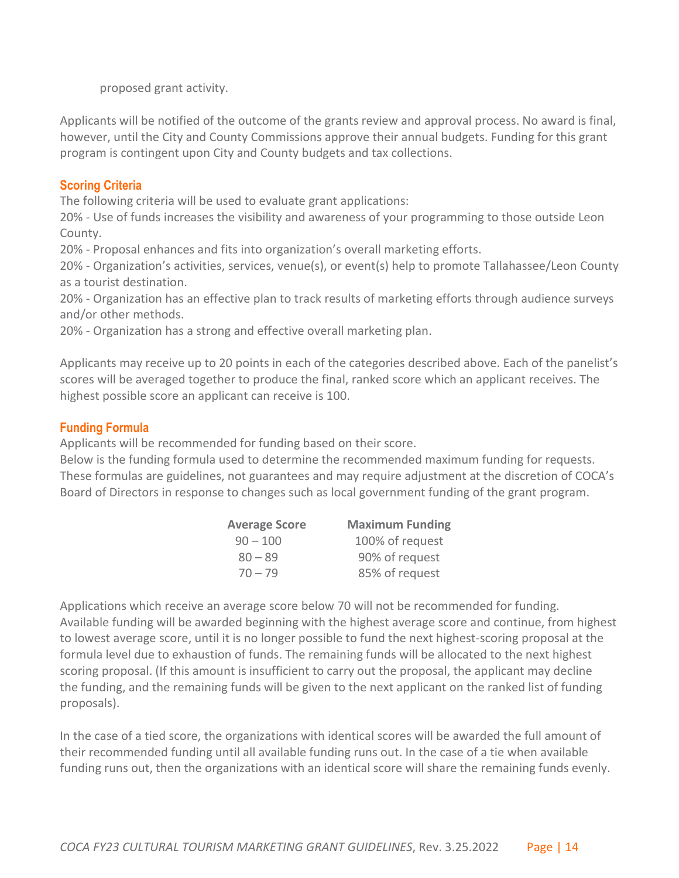proposed grant activity.

Applicants will be notified of the outcome of the grants review and approval process. No award is final, however, until the City and County Commissions approve their annual budgets. Funding for this grant program is contingent upon City and County budgets and tax collections.

### Scoring Criteria

The following criteria will be used to evaluate grant applications:

20% - Use of funds increases the visibility and awareness of your programming to those outside Leon County.

20% - Proposal enhances and fits into organization's overall marketing efforts.

20% - Organization's activities, services, venue(s), or event(s) help to promote Tallahassee/Leon County as a tourist destination.

20% - Organization has an effective plan to track results of marketing efforts through audience surveys and/or other methods.

20% - Organization has a strong and effective overall marketing plan.

Applicants may receive up to 20 points in each of the categories described above. Each of the panelist's scores will be averaged together to produce the final, ranked score which an applicant receives. The highest possible score an applicant can receive is 100.

### Funding Formula

Applicants will be recommended for funding based on their score.

Below is the funding formula used to determine the recommended maximum funding for requests. These formulas are guidelines, not guarantees and may require adjustment at the discretion of COCA's Board of Directors in response to changes such as local government funding of the grant program.

| Average Score | Maximum Funding |
|---|---|
| 90 – 100 | 100% of request |
| 80 – 89 | 90% of request |
| 70 – 79 | 85% of request |

Applications which receive an average score below 70 will not be recommended for funding. Available funding will be awarded beginning with the highest average score and continue, from highest to lowest average score, until it is no longer possible to fund the next highest-scoring proposal at the formula level due to exhaustion of funds. The remaining funds will be allocated to the next highest scoring proposal. (If this amount is insufficient to carry out the proposal, the applicant may decline the funding, and the remaining funds will be given to the next applicant on the ranked list of funding proposals).

In the case of a tied score, the organizations with identical scores will be awarded the full amount of their recommended funding until all available funding runs out. In the case of a tie when available funding runs out, then the organizations with an identical score will share the remaining funds evenly.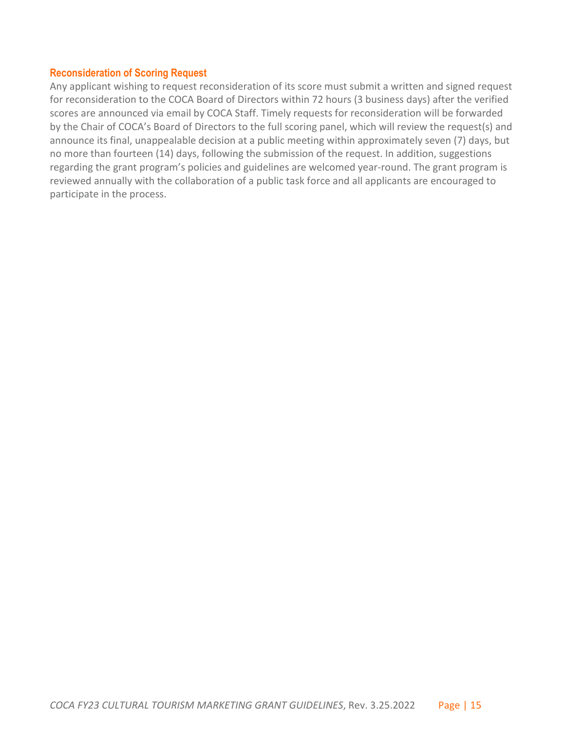### Reconsideration of Scoring Request

Any applicant wishing to request reconsideration of its score must submit a written and signed request for reconsideration to the COCA Board of Directors within 72 hours (3 business days) after the verified scores are announced via email by COCA Staff. Timely requests for reconsideration will be forwarded by the Chair of COCA's Board of Directors to the full scoring panel, which will review the request(s) and announce its final, unappealable decision at a public meeting within approximately seven (7) days, but no more than fourteen (14) days, following the submission of the request. In addition, suggestions regarding the grant program's policies and guidelines are welcomed year-round. The grant program is reviewed annually with the collaboration of a public task force and all applicants are encouraged to participate in the process.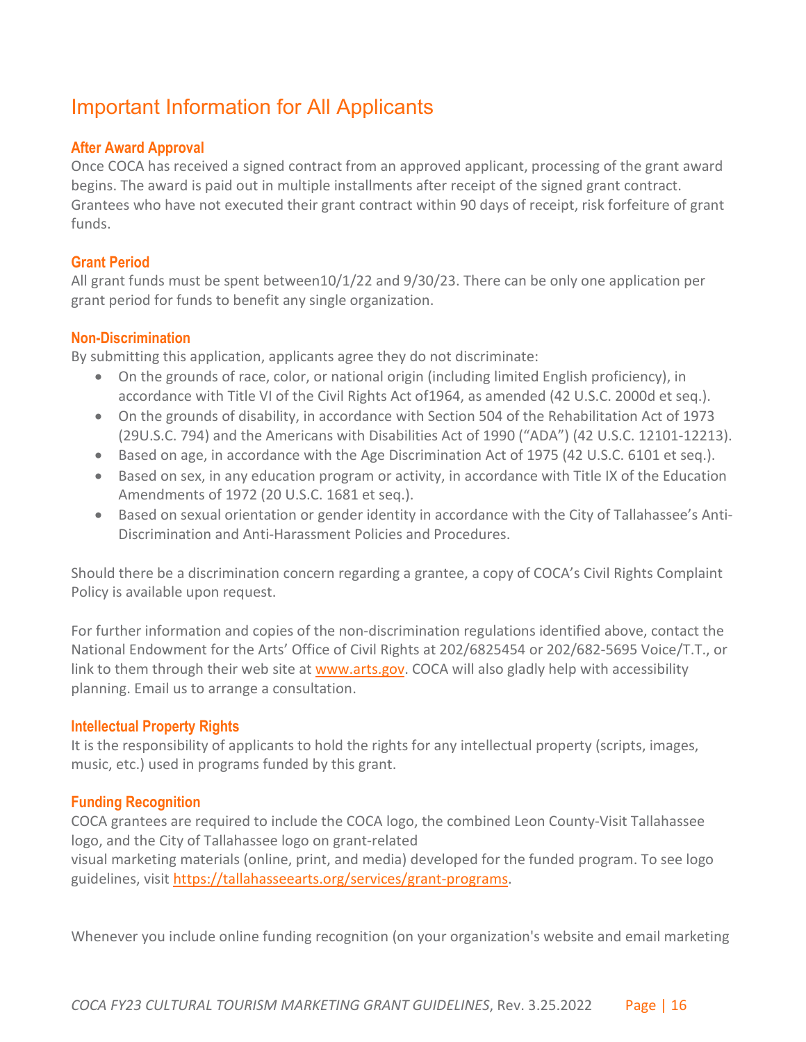# Important Information for All Applicants

### After Award Approval

Once COCA has received a signed contract from an approved applicant, processing of the grant award begins. The award is paid out in multiple installments after receipt of the signed grant contract. Grantees who have not executed their grant contract within 90 days of receipt, risk forfeiture of grant funds.

### Grant Period

All grant funds must be spent between10/1/22 and 9/30/23. There can be only one application per grant period for funds to benefit any single organization.

### Non-Discrimination

By submitting this application, applicants agree they do not discriminate:

- On the grounds of race, color, or national origin (including limited English proficiency), in accordance with Title VI of the Civil Rights Act of1964, as amended (42 U.S.C. 2000d et seq.).
- On the grounds of disability, in accordance with Section 504 of the Rehabilitation Act of 1973 (29U.S.C. 794) and the Americans with Disabilities Act of 1990 ("ADA") (42 U.S.C. 12101-12213).
- Based on age, in accordance with the Age Discrimination Act of 1975 (42 U.S.C. 6101 et seq.).
- Based on sex, in any education program or activity, in accordance with Title IX of the Education Amendments of 1972 (20 U.S.C. 1681 et seq.).
- Based on sexual orientation or gender identity in accordance with the City of Tallahassee's Anti-Discrimination and Anti-Harassment Policies and Procedures.

Should there be a discrimination concern regarding a grantee, a copy of COCA's Civil Rights Complaint Policy is available upon request.

For further information and copies of the non-discrimination regulations identified above, contact the National Endowment for the Arts' Office of Civil Rights at 202/6825454 or 202/682-5695 Voice/T.T., or link to them through their web site at [www.arts.gov](http://www.arts.gov). COCA will also gladly help with accessibility planning. Email us to arrange a consultation.

### Intellectual Property Rights

It is the responsibility of applicants to hold the rights for any intellectual property (scripts, images, music, etc.) used in programs funded by this grant.

### Funding Recognition

COCA grantees are required to include the COCA logo, the combined Leon County-Visit Tallahassee logo, and the City of Tallahassee logo on grant-related visual marketing materials (online, print, and media) developed for the funded program. To see logo guidelines, visit [https://tallahasseearts.org/services/grant-programs](https://tallahasseearts.org/services/grant-programs).

Whenever you include online funding recognition (on your organization's website and email marketing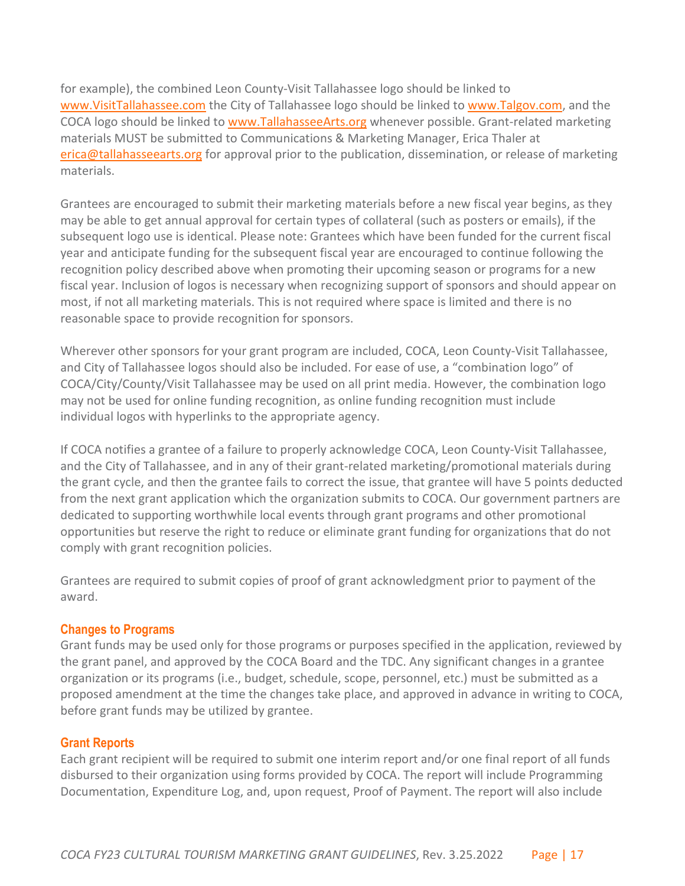for example), the combined Leon County-Visit Tallahassee logo should be linked to www.VisitTallahassee.com the City of Tallahassee logo should be linked to www.Talgov.com, and the COCA logo should be linked to www.TallahasseeArts.org whenever possible. Grant-related marketing materials MUST be submitted to Communications & Marketing Manager, Erica Thaler at erica@tallahasseearts.org for approval prior to the publication, dissemination, or release of marketing materials.

Grantees are encouraged to submit their marketing materials before a new fiscal year begins, as they may be able to get annual approval for certain types of collateral (such as posters or emails), if the subsequent logo use is identical. Please note: Grantees which have been funded for the current fiscal year and anticipate funding for the subsequent fiscal year are encouraged to continue following the recognition policy described above when promoting their upcoming season or programs for a new fiscal year. Inclusion of logos is necessary when recognizing support of sponsors and should appear on most, if not all marketing materials. This is not required where space is limited and there is no reasonable space to provide recognition for sponsors.

Wherever other sponsors for your grant program are included, COCA, Leon County-Visit Tallahassee, and City of Tallahassee logos should also be included. For ease of use, a "combination logo" of COCA/City/County/Visit Tallahassee may be used on all print media. However, the combination logo may not be used for online funding recognition, as online funding recognition must include individual logos with hyperlinks to the appropriate agency.

If COCA notifies a grantee of a failure to properly acknowledge COCA, Leon County-Visit Tallahassee, and the City of Tallahassee, and in any of their grant-related marketing/promotional materials during the grant cycle, and then the grantee fails to correct the issue, that grantee will have 5 points deducted from the next grant application which the organization submits to COCA. Our government partners are dedicated to supporting worthwhile local events through grant programs and other promotional opportunities but reserve the right to reduce or eliminate grant funding for organizations that do not comply with grant recognition policies.

Grantees are required to submit copies of proof of grant acknowledgment prior to payment of the award.

### Changes to Programs

Grant funds may be used only for those programs or purposes specified in the application, reviewed by the grant panel, and approved by the COCA Board and the TDC. Any significant changes in a grantee organization or its programs (i.e., budget, schedule, scope, personnel, etc.) must be submitted as a proposed amendment at the time the changes take place, and approved in advance in writing to COCA, before grant funds may be utilized by grantee.

### Grant Reports

Each grant recipient will be required to submit one interim report and/or one final report of all funds disbursed to their organization using forms provided by COCA. The report will include Programming Documentation, Expenditure Log, and, upon request, Proof of Payment. The report will also include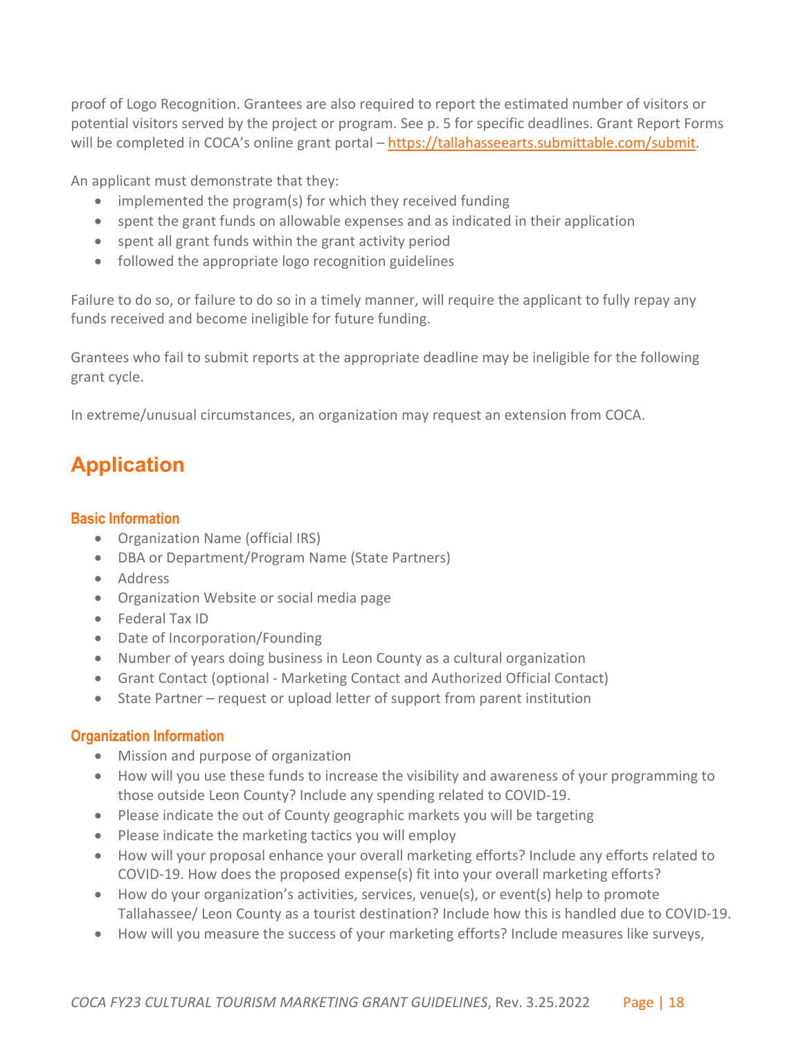proof of Logo Recognition. Grantees are also required to report the estimated number of visitors or potential visitors served by the project or program. See p. 5 for specific deadlines. Grant Report Forms will be completed in COCA's online grant portal – [https://tallahasseearts.submittable.com/submit](https://tallahasseearts.submittable.com/submit).

An applicant must demonstrate that they:

- implemented the program(s) for which they received funding
- spent the grant funds on allowable expenses and as indicated in their application
- spent all grant funds within the grant activity period
- followed the appropriate logo recognition guidelines

Failure to do so, or failure to do so in a timely manner, will require the applicant to fully repay any funds received and become ineligible for future funding.

Grantees who fail to submit reports at the appropriate deadline may be ineligible for the following grant cycle.

In extreme/unusual circumstances, an organization may request an extension from COCA.

# Application

### Basic Information

- Organization Name (official IRS)
- DBA or Department/Program Name (State Partners)
- Address
- Organization Website or social media page
- Federal Tax ID
- Date of Incorporation/Founding
- Number of years doing business in Leon County as a cultural organization
- Grant Contact (optional - Marketing Contact and Authorized Official Contact)
- State Partner – request or upload letter of support from parent institution

### Organization Information

- Mission and purpose of organization
- How will you use these funds to increase the visibility and awareness of your programming to those outside Leon County? Include any spending related to COVID-19.
- Please indicate the out of County geographic markets you will be targeting
- Please indicate the marketing tactics you will employ
- How will your proposal enhance your overall marketing efforts? Include any efforts related to COVID-19. How does the proposed expense(s) fit into your overall marketing efforts?
- How do your organization's activities, services, venue(s), or event(s) help to promote Tallahassee/ Leon County as a tourist destination? Include how this is handled due to COVID-19.
- How will you measure the success of your marketing efforts? Include measures like surveys,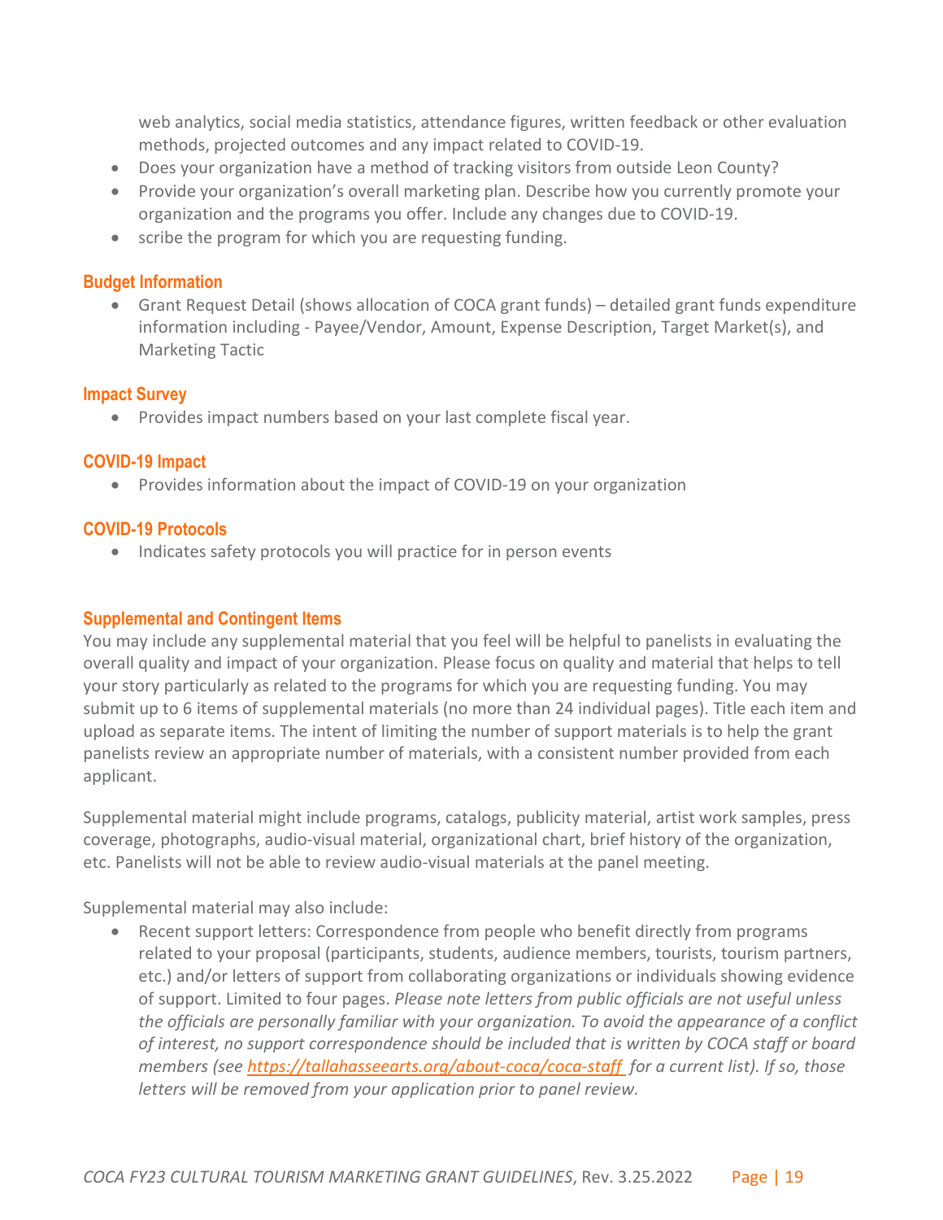web analytics, social media statistics, attendance figures, written feedback or other evaluation methods, projected outcomes and any impact related to COVID-19.
- Does your organization have a method of tracking visitors from outside Leon County?
- Provide your organization's overall marketing plan. Describe how you currently promote your organization and the programs you offer. Include any changes due to COVID-19.
- scribe the program for which you are requesting funding.

### Budget Information

- Grant Request Detail (shows allocation of COCA grant funds) – detailed grant funds expenditure information including - Payee/Vendor, Amount, Expense Description, Target Market(s), and Marketing Tactic

### Impact Survey

- Provides impact numbers based on your last complete fiscal year.

### COVID-19 Impact

- Provides information about the impact of COVID-19 on your organization

### COVID-19 Protocols

- Indicates safety protocols you will practice for in person events

### Supplemental and Contingent Items

You may include any supplemental material that you feel will be helpful to panelists in evaluating the overall quality and impact of your organization. Please focus on quality and material that helps to tell your story particularly as related to the programs for which you are requesting funding. You may submit up to 6 items of supplemental materials (no more than 24 individual pages). Title each item and upload as separate items. The intent of limiting the number of support materials is to help the grant panelists review an appropriate number of materials, with a consistent number provided from each applicant.

Supplemental material might include programs, catalogs, publicity material, artist work samples, press coverage, photographs, audio-visual material, organizational chart, brief history of the organization, etc. Panelists will not be able to review audio-visual materials at the panel meeting.

Supplemental material may also include:

- Recent support letters: Correspondence from people who benefit directly from programs related to your proposal (participants, students, audience members, tourists, tourism partners, etc.) and/or letters of support from collaborating organizations or individuals showing evidence of support. Limited to four pages. *Please note letters from public officials are not useful unless the officials are personally familiar with your organization. To avoid the appearance of a conflict of interest, no support correspondence should be included that is written by COCA staff or board members (see https://tallahasseearts.org/about-coca/coca-staff for a current list). If so, those letters will be removed from your application prior to panel review.*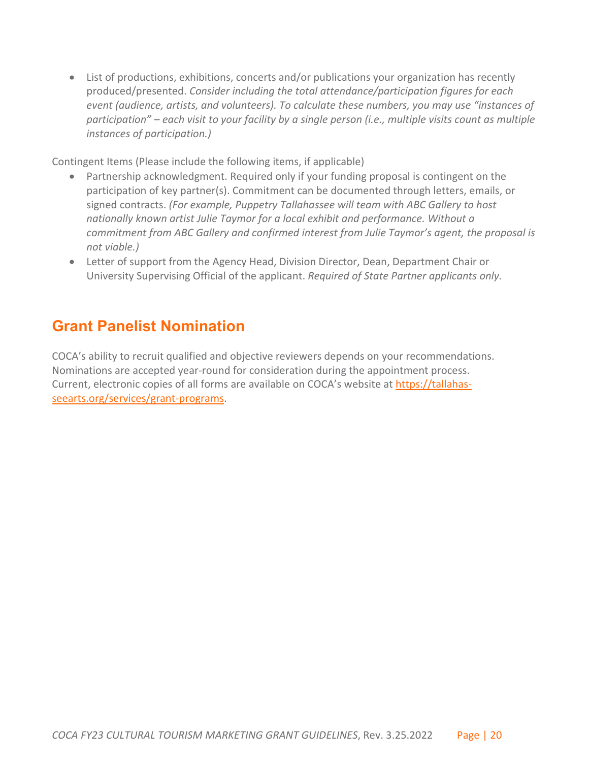- List of productions, exhibitions, concerts and/or publications your organization has recently produced/presented. *Consider including the total attendance/participation figures for each event (audience, artists, and volunteers). To calculate these numbers, you may use "instances of participation" – each visit to your facility by a single person (i.e., multiple visits count as multiple instances of participation.)*

Contingent Items (Please include the following items, if applicable)

- Partnership acknowledgment. Required only if your funding proposal is contingent on the participation of key partner(s). Commitment can be documented through letters, emails, or signed contracts. *(For example, Puppetry Tallahassee will team with ABC Gallery to host nationally known artist Julie Taymor for a local exhibit and performance. Without a commitment from ABC Gallery and confirmed interest from Julie Taymor's agent, the proposal is not viable.)*
- Letter of support from the Agency Head, Division Director, Dean, Department Chair or University Supervising Official of the applicant. *Required of State Partner applicants only.*

## Grant Panelist Nomination

COCA's ability to recruit qualified and objective reviewers depends on your recommendations. Nominations are accepted year-round for consideration during the appointment process. Current, electronic copies of all forms are available on COCA's website at [https://tallahasseearts.org/services/grant-programs](https://tallahasseearts.org/services/grant-programs).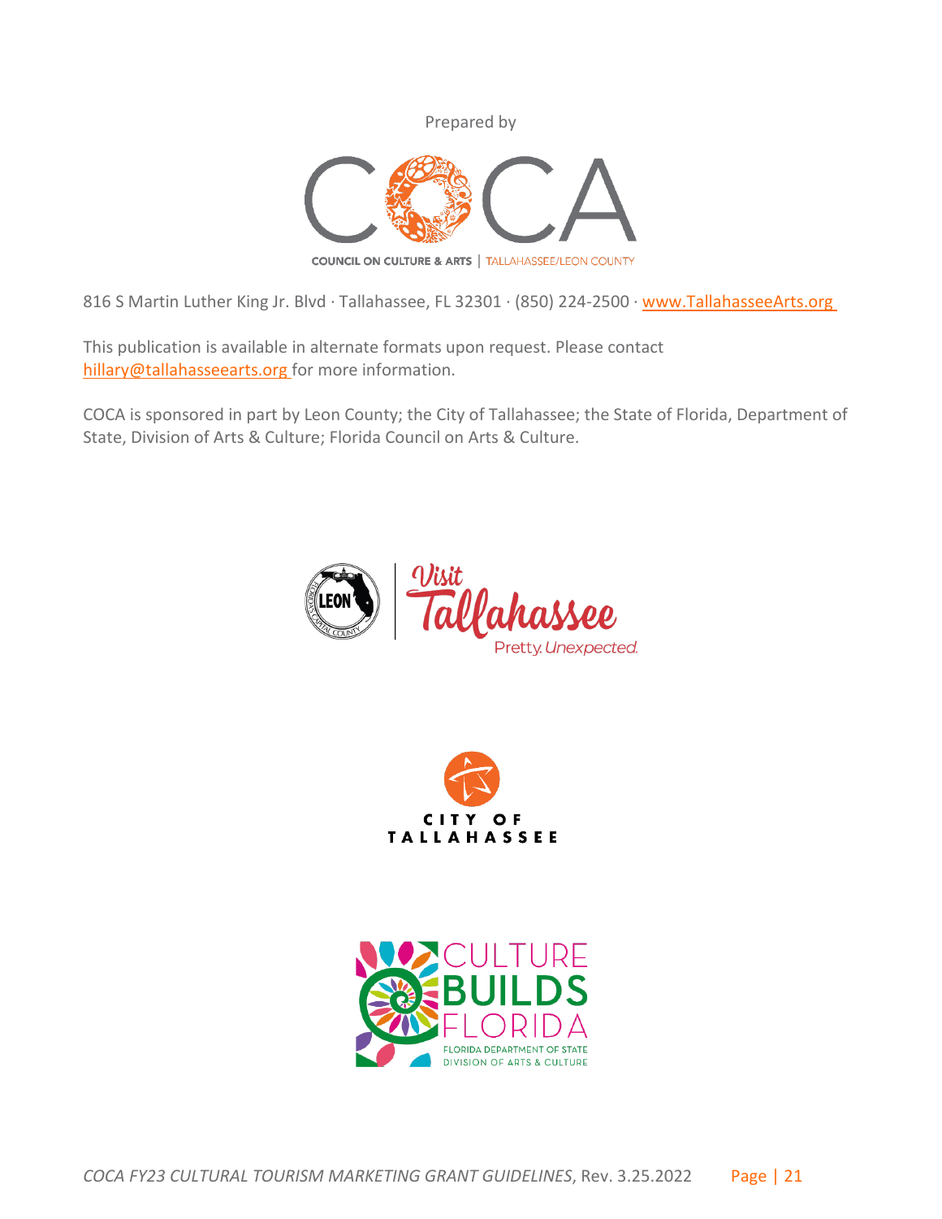Prepared by

COCA

COUNCIL ON CULTURE & ARTS | TALLAHASSEE/LEON COUNTY

816 S Martin Luther King Jr. Blvd · Tallahassee, FL 32301 · (850) 224-2500 · www.TallahasseeArts.org

This publication is available in alternate formats upon request. Please contact hillary@tallahasseearts.org for more information.

COCA is sponsored in part by Leon County; the City of Tallahassee; the State of Florida, Department of State, Division of Arts & Culture; Florida Council on Arts & Culture.

LEON

Visit Tallahassee

Pretty. Unexpected.

CITY OF TALLAHASSEE

CULTURE BUILDS FLORIDA

FLORIDA DEPARTMENT OF STATE
DIVISION OF ARTS & CULTURE